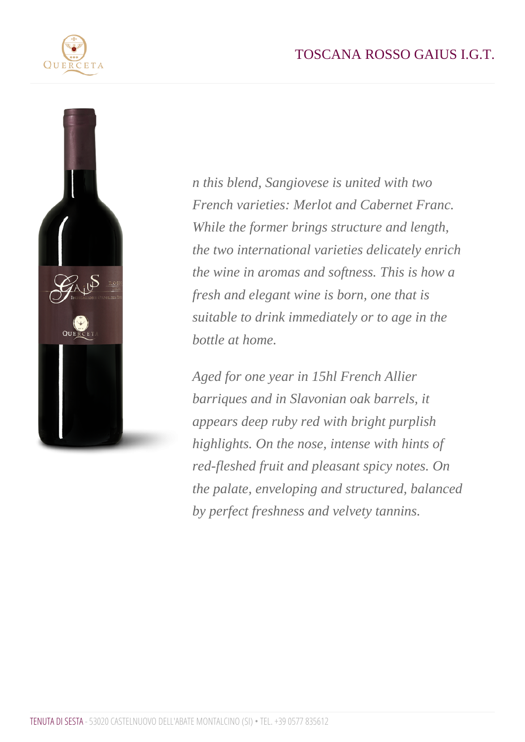# TOSCANA ROSSO GAIUS I.G.T.

*n this blend, Sangiovese is united with two French varieties: Merlot and Cabernet Franc. While the former brings structure and length, the two international varieties delicately enrich the wine in aromas and softness. This is how a fresh and elegant wine is born, one that is suitable to drink immediately or to age in the bottle at home.*

*Aged for one year in 15hl French Allier barriques and in Slavonian oak barrels, it appears deep ruby red with bright purplish highlights. On the nose, intense with hints of red-fleshed fruit and pleasant spicy notes. On the palate, enveloping and structured, balanced by perfect freshness and velvety tannins.*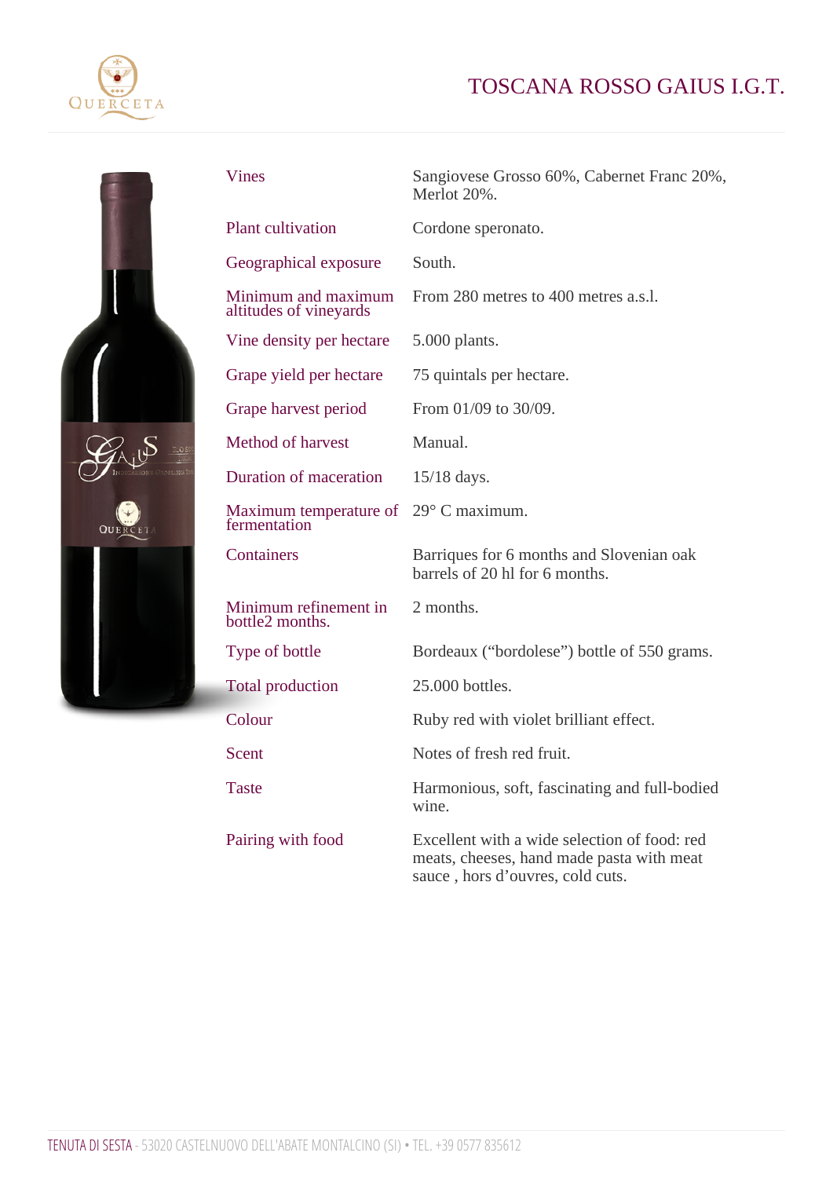# TOSCANA ROSSO GAIUS I.G.T.

| | |
|---|---|
| Vines | Sangiovese Grosso 60%, Cabernet Franc 20%, Merlot 20%. |
| Plant cultivation | Cordone speronato. |
| Geographical exposure | South. |
| Minimum and maximum altitudes of vineyards | From 280 metres to 400 metres a.s.l. |
| Vine density per hectare | 5.000 plants. |
| Grape yield per hectare | 75 quintals per hectare. |
| Grape harvest period | From 01/09 to 30/09. |
| Method of harvest | Manual. |
| Duration of maceration | 15/18 days. |
| Maximum temperature of fermentation | 29° C maximum. |
| Containers | Barriques for 6 months and Slovenian oak barrels of 20 hl for 6 months. |
| Minimum refinement in bottle2 months. | 2 months. |
| Type of bottle | Bordeaux ("bordolese") bottle of 550 grams. |
| Total production | 25.000 bottles. |
| Colour | Ruby red with violet brilliant effect. |
| Scent | Notes of fresh red fruit. |
| Taste | Harmonious, soft, fascinating and full-bodied wine. |
| Pairing with food | Excellent with a wide selection of food: red meats, cheeses, hand made pasta with meat sauce , hors d'ouvres, cold cuts. |